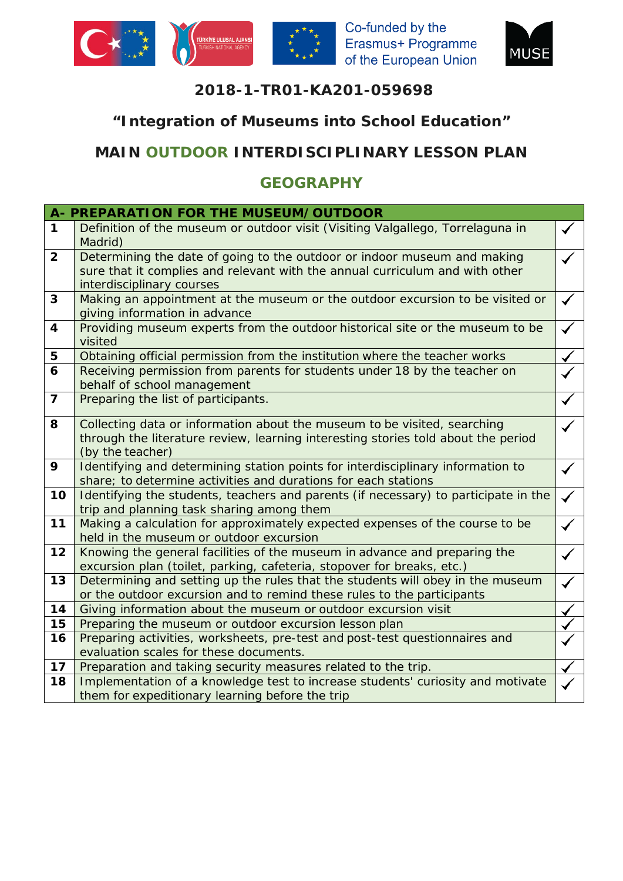Co-funded by the Erasmus+ Programme of the European Union

## 2018-1-TR01-KA201-059698

## "Integration of Museums into School Education"

## MAIN OUTDOOR INTERDISCIPLINARY LESSON PLAN

## GEOGRAPHY

| A- PREPARATION FOR THE MUSEUM/OUTDOOR | | |
|---|---|---|
| 1 | Definition of the museum or outdoor visit (Visiting Valgallego, Torrelaguna in Madrid) | ✓ |
| 2 | Determining the date of going to the outdoor or indoor museum and making sure that it complies and relevant with the annual curriculum and with other interdisciplinary courses | ✓ |
| 3 | Making an appointment at the museum or the outdoor excursion to be visited or giving information in advance | ✓ |
| 4 | Providing museum experts from the outdoor historical site or the museum to be visited | ✓ |
| 5 | Obtaining official permission from the institution where the teacher works | ✓ |
| 6 | Receiving permission from parents for students under 18 by the teacher on behalf of school management | ✓ |
| 7 | Preparing the list of participants. | ✓ |
| 8 | Collecting data or information about the museum to be visited, searching through the literature review, learning interesting stories told about the period (by the teacher) | ✓ |
| 9 | Identifying and determining station points for interdisciplinary information to share; to determine activities and durations for each stations | ✓ |
| 10 | Identifying the students, teachers and parents (if necessary) to participate in the trip and planning task sharing among them | ✓ |
| 11 | Making a calculation for approximately expected expenses of the course to be held in the museum or outdoor excursion | ✓ |
| 12 | Knowing the general facilities of the museum in advance and preparing the excursion plan (toilet, parking, cafeteria, stopover for breaks, etc.) | ✓ |
| 13 | Determining and setting up the rules that the students will obey in the museum or the outdoor excursion and to remind these rules to the participants | ✓ |
| 14 | Giving information about the museum or outdoor excursion visit | ✓ |
| 15 | Preparing the museum or outdoor excursion lesson plan | ✓ |
| 16 | Preparing activities, worksheets, pre-test and post-test questionnaires and evaluation scales for these documents. | ✓ |
| 17 | Preparation and taking security measures related to the trip. | ✓ |
| 18 | Implementation of a knowledge test to increase students' curiosity and motivate them for expeditionary learning before the trip | ✓ |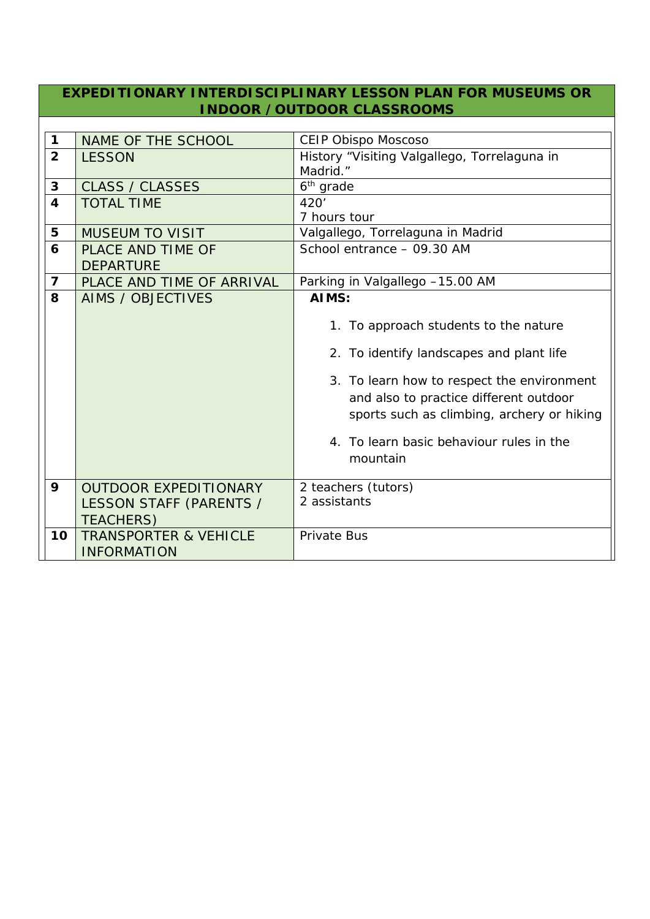# EXPEDITIONARY INTERDISCIPLINARY LESSON PLAN FOR MUSEUMS OR INDOOR / OUTDOOR CLASSROOMS

| | | |
|---|---|---|
| **1** | NAME OF THE SCHOOL | CEIP Obispo Moscoso |
| **2** | LESSON | History "Visiting Valgallego, Torrelaguna in Madrid." |
| **3** | CLASS / CLASSES | 6th grade |
| **4** | TOTAL TIME | 420'<br>7 hours tour |
| **5** | MUSEUM TO VISIT | Valgallego, Torrelaguna in Madrid |
| **6** | PLACE AND TIME OF DEPARTURE | School entrance – 09.30 AM |
| **7** | PLACE AND TIME OF ARRIVAL | Parking in Valgallego –15.00 AM |
| **8** | AIMS / OBJECTIVES | **AIMS:**<br>1. To approach students to the nature<br>2. To identify landscapes and plant life<br>3. To learn how to respect the environment and also to practice different outdoor sports such as climbing, archery or hiking<br>4. To learn basic behaviour rules in the mountain |
| **9** | OUTDOOR EXPEDITIONARY LESSON STAFF (PARENTS / TEACHERS) | 2 teachers (tutors)<br>2 assistants |
| **10** | TRANSPORTER & VEHICLE INFORMATION | Private Bus |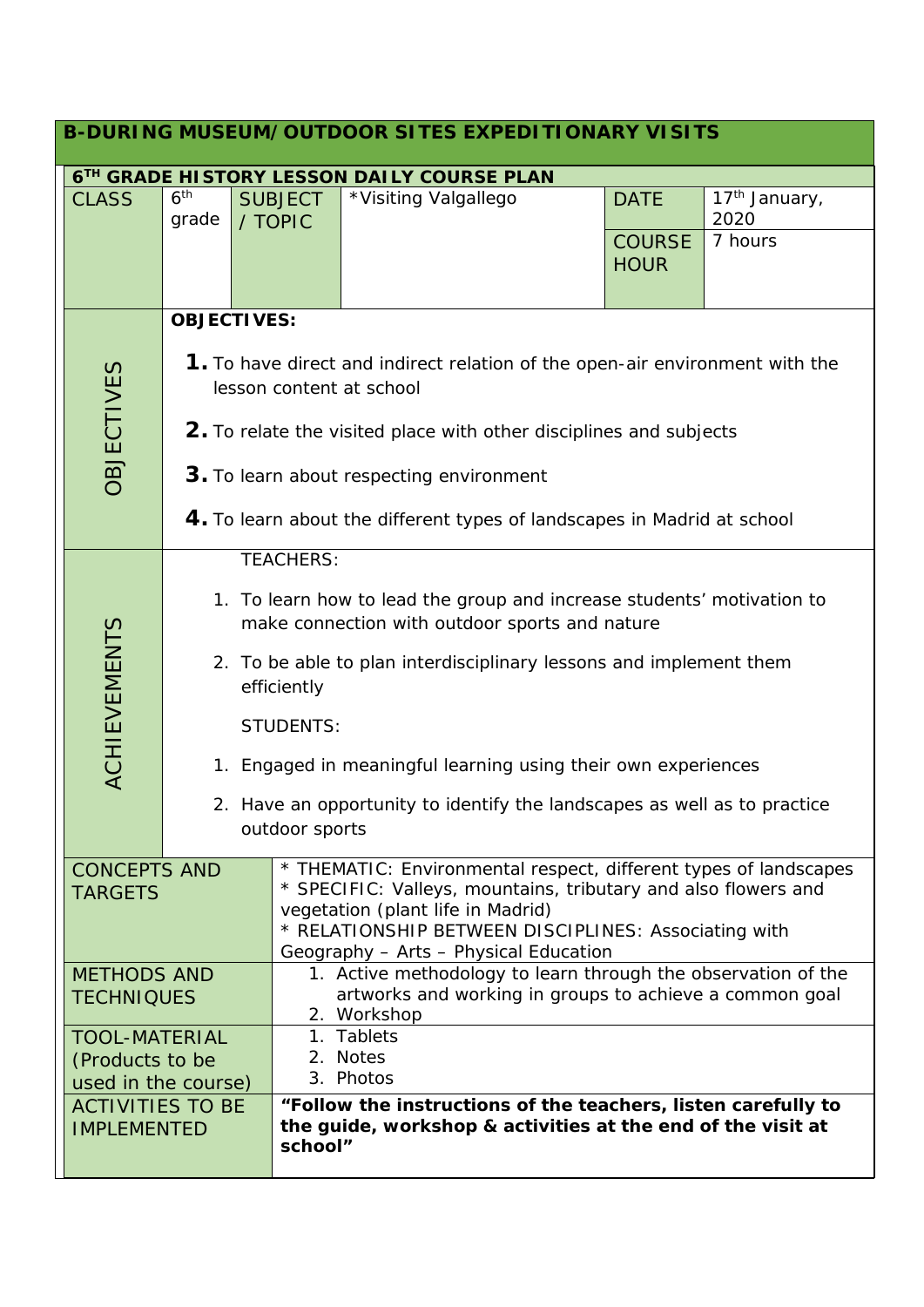## B-DURING MUSEUM/OUTDOOR SITES EXPEDITIONARY VISITS

### 6TH GRADE HISTORY LESSON DAILY COURSE PLAN

| CLASS | 6th grade | SUBJECT / TOPIC | *Visiting Valgallego | DATE | 17th January, 2020 |
|---|---|---|---|---|---|
| | | | | COURSE HOUR | 7 hours |

**OBJECTIVES**

**OBJECTIVES:**

1. To have direct and indirect relation of the open-air environment with the lesson content at school
2. To relate the visited place with other disciplines and subjects
3. To learn about respecting environment
4. To learn about the different types of landscapes in Madrid at school

**ACHIEVEMENTS**

TEACHERS:

1. To learn how to lead the group and increase students' motivation to make connection with outdoor sports and nature
2. To be able to plan interdisciplinary lessons and implement them efficiently

STUDENTS:

1. Engaged in meaningful learning using their own experiences
2. Have an opportunity to identify the landscapes as well as to practice outdoor sports

| | |
|---|---|
| CONCEPTS AND TARGETS | * THEMATIC: Environmental respect, different types of landscapes<br>* SPECIFIC: Valleys, mountains, tributary and also flowers and vegetation (plant life in Madrid)<br>* RELATIONSHIP BETWEEN DISCIPLINES: Associating with Geography – Arts – Physical Education |
| METHODS AND TECHNIQUES | 1. Active methodology to learn through the observation of the artworks and working in groups to achieve a common goal<br>2. Workshop |
| TOOL-MATERIAL (Products to be used in the course) | 1. Tablets<br>2. Notes<br>3. Photos |
| ACTIVITIES TO BE IMPLEMENTED | **"Follow the instructions of the teachers, listen carefully to the guide, workshop & activities at the end of the visit at school"** |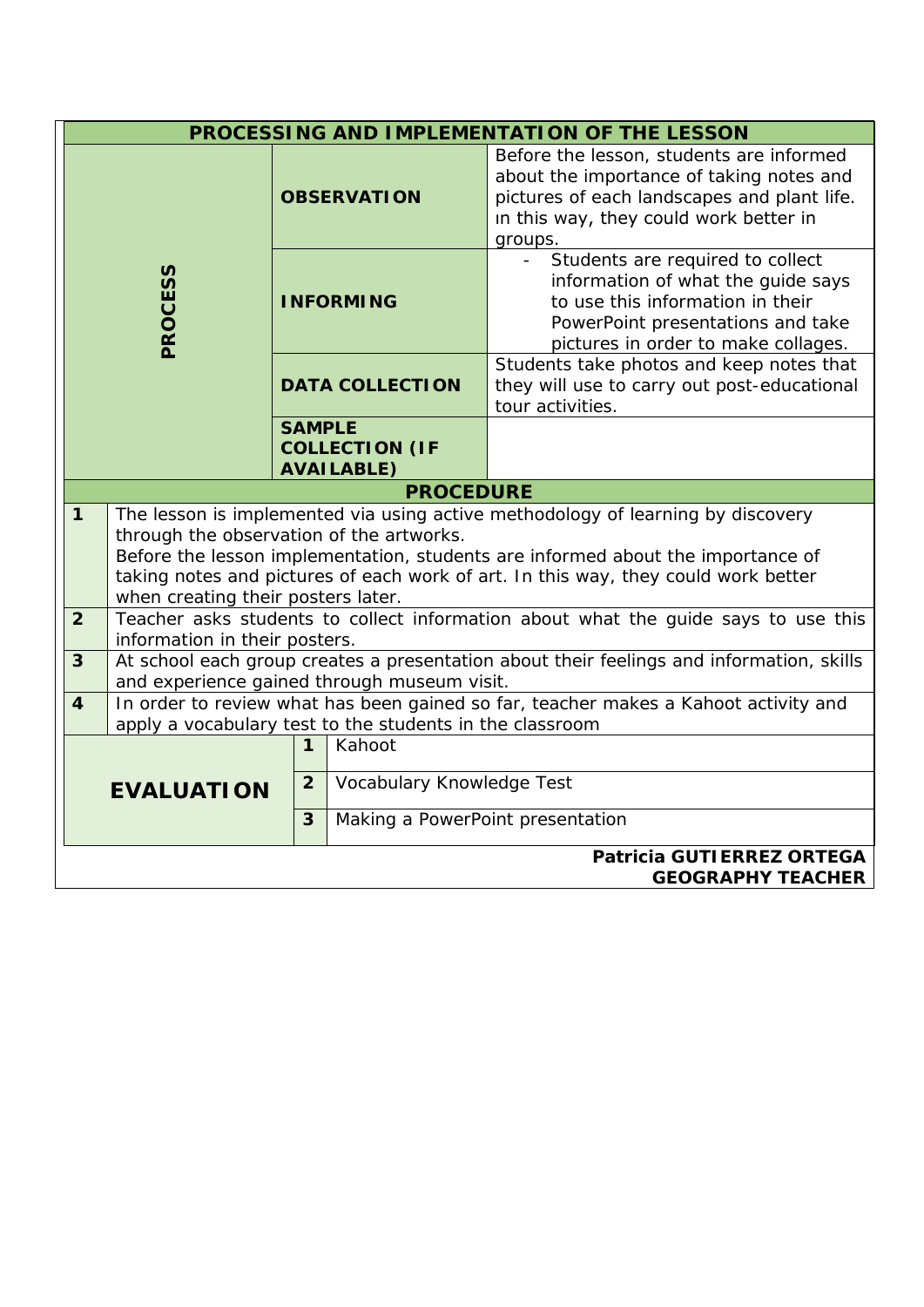| PROCESSING AND IMPLEMENTATION OF THE LESSON | | |
|---|---|---|
| **PROCESS** | **OBSERVATION** | Before the lesson, students are informed about the importance of taking notes and pictures of each landscapes and plant life. ın this way, they could work better in groups. |
| | **INFORMING** | - Students are required to collect information of what the guide says to use this information in their PowerPoint presentations and take pictures in order to make collages. |
| | **DATA COLLECTION** | Students take photos and keep notes that they will use to carry out post-educational tour activities. |
| | **SAMPLE COLLECTION (IF AVAILABLE)** | |

| PROCEDURE | |
|---|---|
| **1** | The lesson is implemented via using active methodology of learning by discovery through the observation of the artworks.<br>Before the lesson implementation, students are informed about the importance of taking notes and pictures of each work of art. In this way, they could work better when creating their posters later. |
| **2** | Teacher asks students to collect information about what the guide says to use this information in their posters. |
| **3** | At school each group creates a presentation about their feelings and information, skills and experience gained through museum visit. |
| **4** | In order to review what has been gained so far, teacher makes a Kahoot activity and apply a vocabulary test to the students in the classroom |

| **EVALUATION** | | |
|---|---|---|
| | **1** | Kahoot |
| | **2** | Vocabulary Knowledge Test |
| | **3** | Making a PowerPoint presentation |

**Patricia GUTIERREZ ORTEGA**
**GEOGRAPHY TEACHER**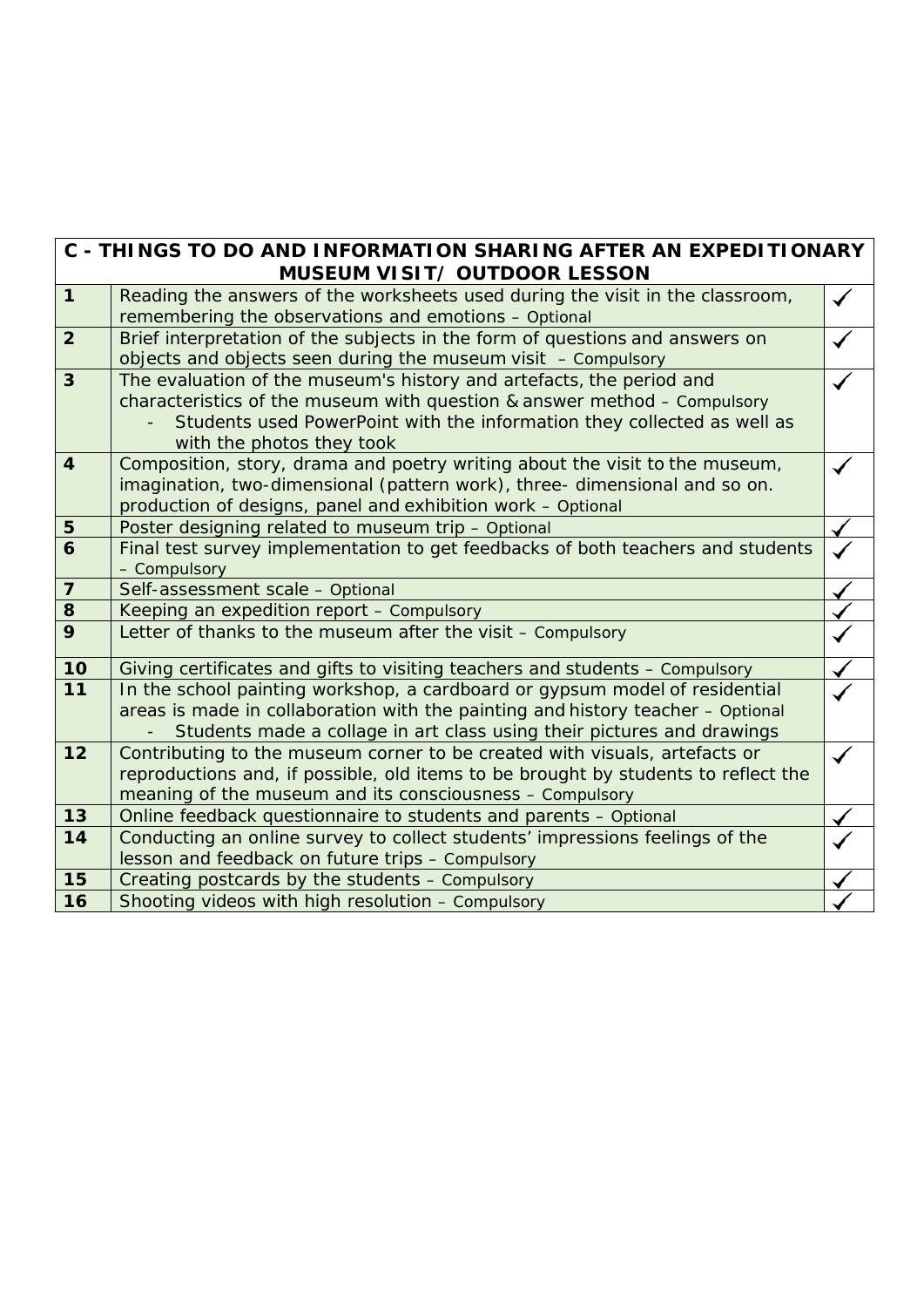| C - THINGS TO DO AND INFORMATION SHARING AFTER AN EXPEDITIONARY MUSEUM VISIT/ OUTDOOR LESSON | | |
|---|---|---|
| 1 | Reading the answers of the worksheets used during the visit in the classroom, remembering the observations and emotions – Optional | ✓ |
| 2 | Brief interpretation of the subjects in the form of questions and answers on objects and objects seen during the museum visit – Compulsory | ✓ |
| 3 | The evaluation of the museum's history and artefacts, the period and characteristics of the museum with question & answer method – Compulsory<br>- Students used PowerPoint with the information they collected as well as with the photos they took | ✓ |
| 4 | Composition, story, drama and poetry writing about the visit to the museum, imagination, two-dimensional (pattern work), three- dimensional and so on. production of designs, panel and exhibition work – Optional | ✓ |
| 5 | Poster designing related to museum trip – Optional | ✓ |
| 6 | Final test survey implementation to get feedbacks of both teachers and students – Compulsory | ✓ |
| 7 | Self-assessment scale – Optional | ✓ |
| 8 | Keeping an expedition report – Compulsory | ✓ |
| 9 | Letter of thanks to the museum after the visit – Compulsory | ✓ |
| 10 | Giving certificates and gifts to visiting teachers and students – Compulsory | ✓ |
| 11 | In the school painting workshop, a cardboard or gypsum model of residential areas is made in collaboration with the painting and history teacher – Optional<br>- Students made a collage in art class using their pictures and drawings | ✓ |
| 12 | Contributing to the museum corner to be created with visuals, artefacts or reproductions and, if possible, old items to be brought by students to reflect the meaning of the museum and its consciousness – Compulsory | ✓ |
| 13 | Online feedback questionnaire to students and parents – Optional | ✓ |
| 14 | Conducting an online survey to collect students' impressions feelings of the lesson and feedback on future trips – Compulsory | ✓ |
| 15 | Creating postcards by the students – Compulsory | ✓ |
| 16 | Shooting videos with high resolution – Compulsory | ✓ |